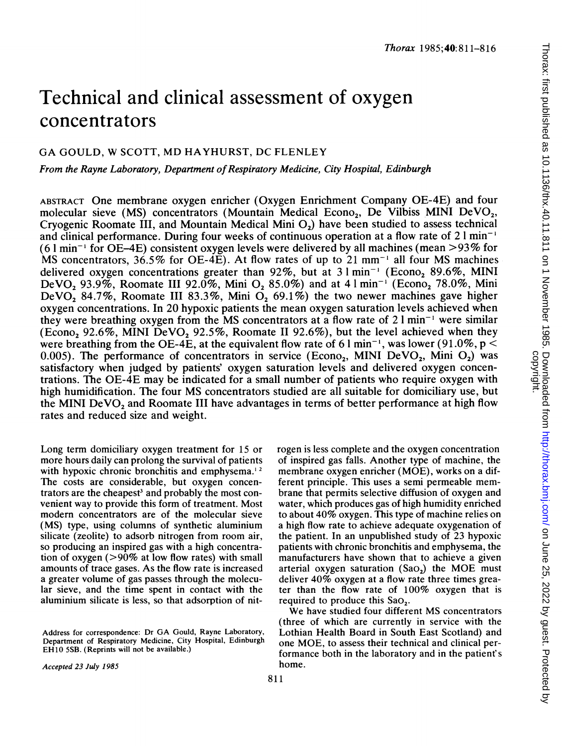# Technical and clinical assessment of oxygen concentrators

GA GOULD, W SCOTT, MD HAYHURST, DC FLENLEY

*From the Rayne Laboratory, Department of Respiratory Medicine, City Hospital, Edinburgh*

ABSTRACT One membrane oxygen enricher (Oxygen Enrichment Company OE-4E) and four molecular sieve (MS) concentrators (Mountain Medical Econo$_2$, De Vilbiss MINI DeVO$_2$, Cryogenic Roomate III, and Mountain Medical Mini O$_2$) have been studied to assess technical and clinical performance. During four weeks of continuous operation at a flow rate of 2 l min$^{-1}$ (6 l min$^{-1}$ for OE-4E) consistent oxygen levels were delivered by all machines (mean >93% for MS concentrators, 36.5% for OE-4E). At flow rates of up to 2l mm$^{-1}$ all four MS machines delivered oxygen concentrations greater than 92%, but at 3 l min$^{-1}$ (Econo$_2$ 89.6%, MINI DeVO$_2$ 93.9%, Roomate III 92.0%, Mini O$_2$ 85.0%) and at 4 l min$^{-1}$ (Econo$_2$ 78.0%, Mini DeVO$_2$ 84.7%, Roomate III 83.3%, Mini O$_2$ 69.1%) the two newer machines gave higher oxygen concentrations. In 20 hypoxic patients the mean oxygen saturation levels achieved when they were breathing oxygen from the MS concentrators at a flow rate of 2 l min$^{-1}$ were similar (Econo$_2$ 92.6%, MINI DeVO$_2$ 92.5%, Roomate II 92.6%), but the level achieved when they were breathing from the OE-4E, at the equivalent flow rate of 6 l min$^{-1}$, was lower (91.0%, $p < 0.005$). The performance of concentrators in service (Econo$_2$, MINI DeVO$_2$, Mini O$_2$) was satisfactory when judged by patients' oxygen saturation levels and delivered oxygen concentrations. The OE-4E may be indicated for a small number of patients who require oxygen with high humidification. The four MS concentrators studied are all suitable for domiciliary use, but the MINI DeVO$_2$ and Roomate III have advantages in terms of better performance at high flow rates and reduced size and weight.

Long term domiciliary oxygen treatment for 15 or more hours daily can prolong the survival of patients with hypoxic chronic bronchitis and emphysema.[1,2] The costs are considerable, but oxygen concentrators are the cheapest[3] and probably the most convenient way to provide this form of treatment. Most modern concentrators are of the molecular sieve (MS) type, using columns of synthetic aluminium silicate (zeolite) to adsorb nitrogen from room air, so producing an inspired gas with a high concentration of oxygen (>90% at low flow rates) with small amounts of trace gases. As the flow rate is increased a greater volume of gas passes through the molecular sieve, and the time spent in contact with the aluminium silicate is less, so that adsorption of nitrogen is less complete and the oxygen concentration of inspired gas falls. Another type of machine, the membrane oxygen enricher (MOE), works on a different principle. This uses a semi permeable membrane that permits selective diffusion of oxygen and water, which produces gas of high humidity enriched to about 40% oxygen. This type of machine relies on a high flow rate to achieve adequate oxygenation of the patient. In an unpublished study of 23 hypoxic patients with chronic bronchitis and emphysema, the manufacturers have shown that to achieve a given arterial oxygen saturation (SaO$_2$) the MOE must deliver 40% oxygen at a flow rate three times greater than the flow rate of 100% oxygen that is required to produce this SaO$_2$.

We have studied four different MS concentrators (three of which are currently in service with the Lothian Health Board in South East Scotland) and one MOE, to assess their technical and clinical performance both in the laboratory and in the patient's home.

Address for correspondence: Dr GA Gould, Rayne Laboratory, Department of Respiratory Medicine, City Hospital, Edinburgh EH10 5SB. (Reprints will not be available.)

*Accepted 23 July 1985*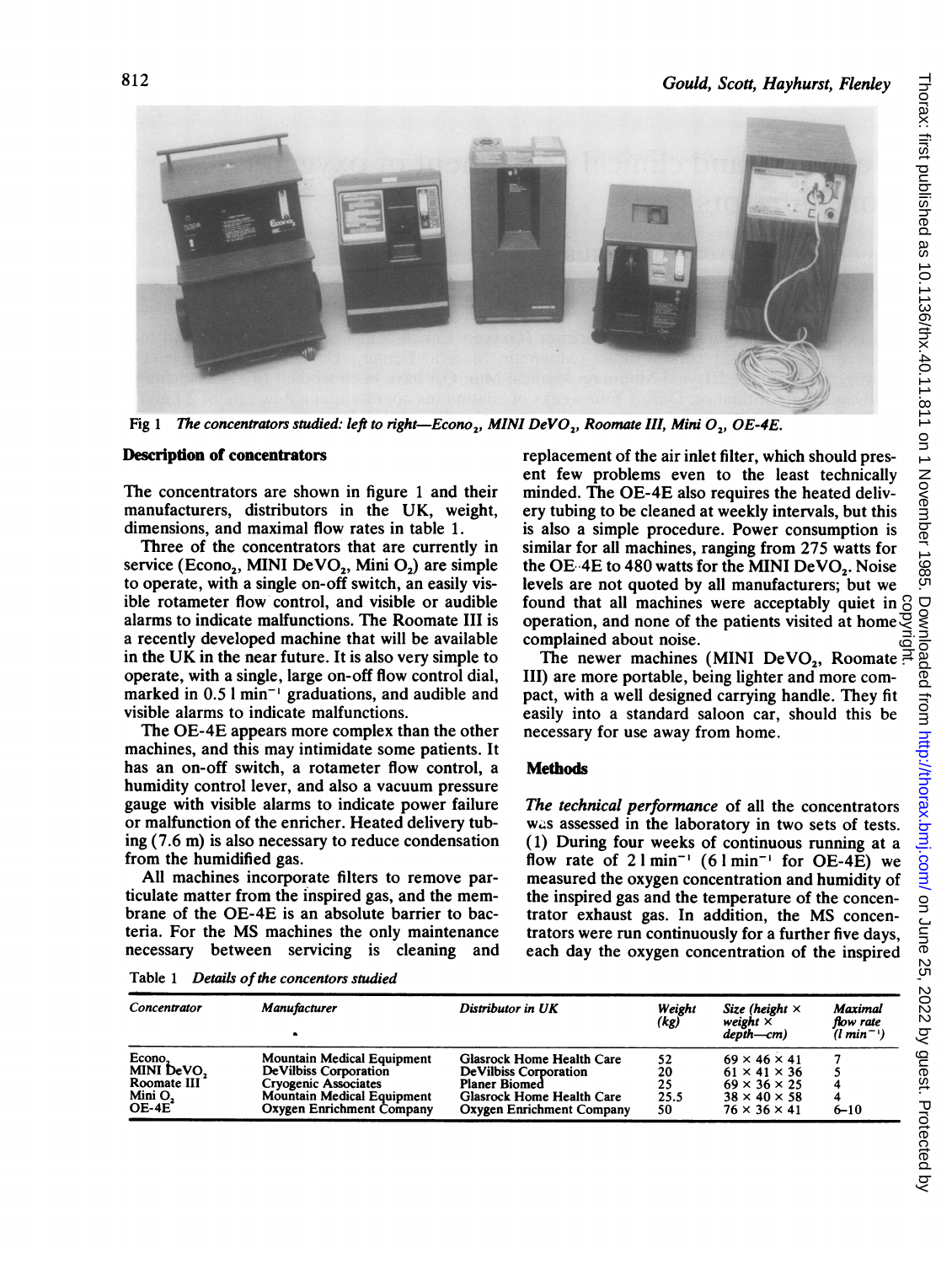Fig 1 *The concentrators studied: left to right—Econo$_2$, MINI DeVO$_2$, Roomate III, Mini O$_2$, OE-4E.*

## Description of concentrators

The concentrators are shown in figure 1 and their manufacturers, distributors in the UK, weight, dimensions, and maximal flow rates in table 1.

Three of the concentrators that are currently in service (Econo$_2$, MINI DeVO$_2$, Mini O$_2$) are simple to operate, with a single on-off switch, an easily visible rotameter flow control, and visible or audible alarms to indicate malfunctions. The Roomate III is a recently developed machine that will be available in the UK in the near future. It is also very simple to operate, with a single, large on-off flow control dial, marked in 0.5 l min$^{-1}$ graduations, and audible and visible alarms to indicate malfunctions.

The OE-4E appears more complex than the other machines, and this may intimidate some patients. It has an on-off switch, a rotameter flow control, a humidity control lever, and also a vacuum pressure gauge with visible alarms to indicate power failure or malfunction of the enricher. Heated delivery tubing (7.6 m) is also necessary to reduce condensation from the humidified gas.

All machines incorporate filters to remove particulate matter from the inspired gas, and the membrane of the OE-4E is an absolute barrier to bacteria. For the MS machines the only maintenance necessary between servicing is cleaning and replacement of the air inlet filter, which should present few problems even to the least technically minded. The OE-4E also requires the heated delivery tubing to be cleaned at weekly intervals, but this is also a simple procedure. Power consumption is similar for all machines, ranging from 275 watts for the OE-4E to 480 watts for the MINI DeVO$_2$. Noise levels are not quoted by all manufacturers; but we found that all machines were acceptably quiet in operation, and none of the patients visited at home complained about noise.

The newer machines (MINI DeVO$_2$, Roomate III) are more portable, being lighter and more compact, with a well designed carrying handle. They fit easily into a standard saloon car, should this be necessary for use away from home.

## Methods

*The technical performance* of all the concentrators was assessed in the laboratory in two sets of tests. (1) During four weeks of continuous running at a flow rate of 2 l min$^{-1}$ (6 l min$^{-1}$ for OE-4E) we measured the oxygen concentration and humidity of the inspired gas and the temperature of the concentrator exhaust gas. In addition, the MS concentrators were run continuously for a further five days, each day the oxygen concentration of the inspired

Table 1 *Details of the concentors studied*

| *Concentrator* | *Manufacturer* | *Distributor in UK* | *Weight (kg)* | *Size (height × weight × depth—cm)* | *Maximal flow rate (l min$^{-1}$)* |
|---|---|---|---|---|---|
| Econo$_2$ | Mountain Medical Equipment | Glasrock Home Health Care | 52 | 69 × 46 × 41 | 7 |
| MINI DeVO$_2$ | DeVilbiss Corporation | DeVilbiss Corporation | 20 | 61 × 41 × 36 | 5 |
| Roomate III | Cryogenic Associates | Planer Biomed | 25 | 69 × 36 × 25 | 4 |
| Mini O$_2$ | Mountain Medical Equipment | Glasrock Home Health Care | 25.5 | 38 × 40 × 58 | 4 |
| OE-4E | Oxygen Enrichment Company | Oxygen Enrichment Company | 50 | 76 × 36 × 41 | 6–10 |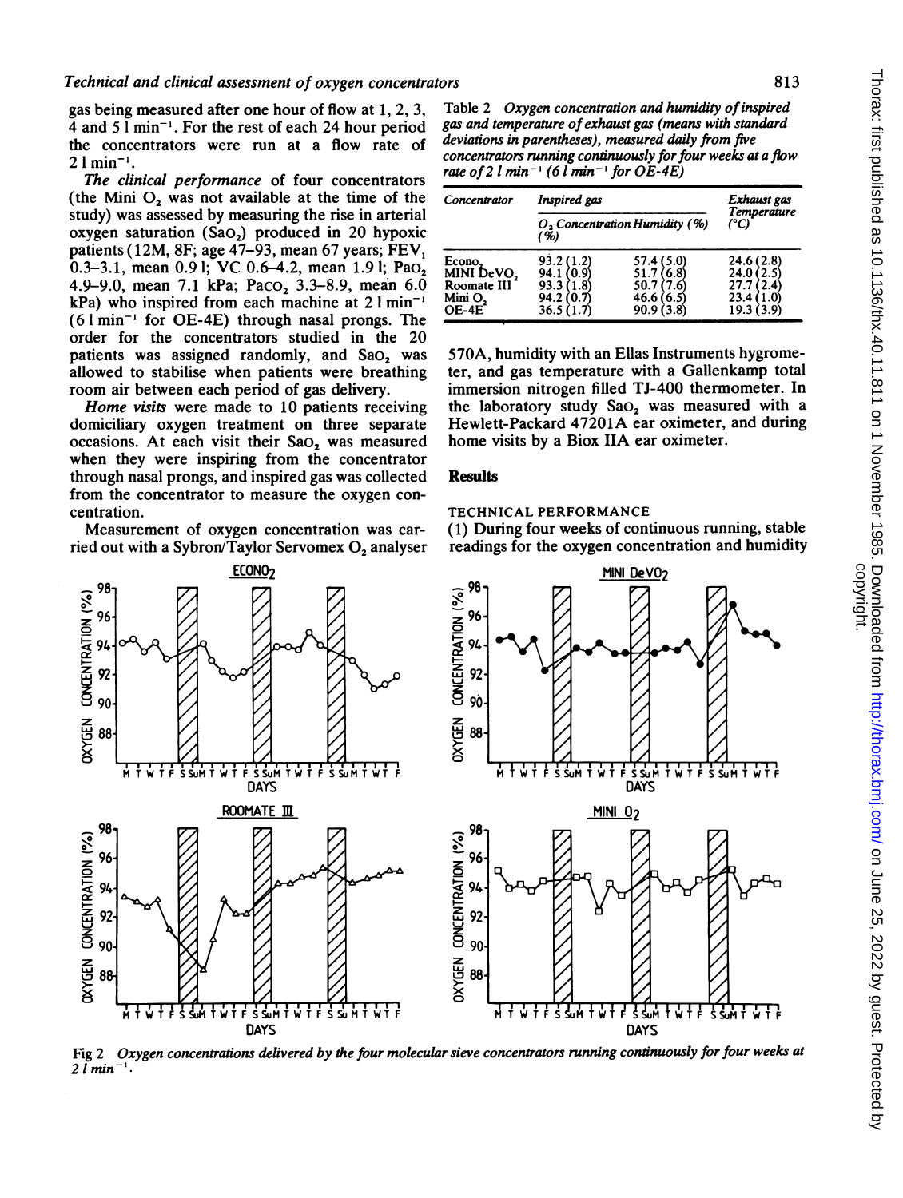gas being measured after one hour of flow at 1, 2, 3, 4 and 5 l min$^{-1}$. For the rest of each 24 hour period the concentrators were run at a flow rate of 2 l min$^{-1}$.

*The clinical performance* of four concentrators (the Mini $O_2$ was not available at the time of the study) was assessed by measuring the rise in arterial oxygen saturation ($SaO_2$) produced in 20 hypoxic patients (12M, 8F; age 47–93, mean 67 years; $FEV_1$ 0.3–3.1, mean 0.9 l; VC 0.6–4.2, mean 1.9 l; $PaO_2$ 4.9–9.0, mean 7.1 kPa; $PaCO_2$ 3.3–8.9, mean 6.0 kPa) who inspired from each machine at 2 l min$^{-1}$ (6 l min$^{-1}$ for OE-4E) through nasal prongs. The order for the concentrators studied in the 20 patients was assigned randomly, and $SaO_2$ was allowed to stabilise when patients were breathing room air between each period of gas delivery.

*Home visits* were made to 10 patients receiving domiciliary oxygen treatment on three separate occasions. At each visit their $SaO_2$ was measured when they were inspiring from the concentrator through nasal prongs, and inspired gas was collected from the concentrator to measure the oxygen concentration.

Measurement of oxygen concentration was carried out with a Sybron/Taylor Servomex $O_2$ analyser 570A, humidity with an Ellas Instruments hygrometer, and gas temperature with a Gallenkamp total immersion nitrogen filled TJ-400 thermometer. In the laboratory study $SaO_2$ was measured with a Hewlett-Packard 47201A ear oximeter, and during home visits by a Biox IIA ear oximeter.

Table 2 *Oxygen concentration and humidity of inspired gas and temperature of exhaust gas (means with standard deviations in parentheses), measured daily from five concentrators running continuously for four weeks at a flow rate of 2 l min$^{-1}$ (6 l min$^{-1}$ for OE-4E)*

| Concentrator | Inspired gas | | Exhaust gas Temperature (°C) |
|---|---|---|---|
| | $O_2$ Concentration (%) | Humidity (%) | |
| Econo$_2$ | 93.2 (1.2) | 57.4 (5.0) | 24.6 (2.8) |
| MINI DeVO$_2$ | 94.1 (0.9) | 51.7 (6.8) | 24.0 (2.5) |
| Roomate III | 93.3 (1.8) | 50.7 (7.6) | 27.7 (2.4) |
| Mini O$_2$ | 94.2 (0.7) | 46.6 (6.5) | 23.4 (1.0) |
| OE-4E | 36.5 (1.7) | 90.9 (3.8) | 19.3 (3.9) |

## Results

### TECHNICAL PERFORMANCE

(1) During four weeks of continuous running, stable readings for the oxygen concentration and humidity

Fig 2 *Oxygen concentrations delivered by the four molecular sieve concentrators running continuously for four weeks at 2 l min$^{-1}$.*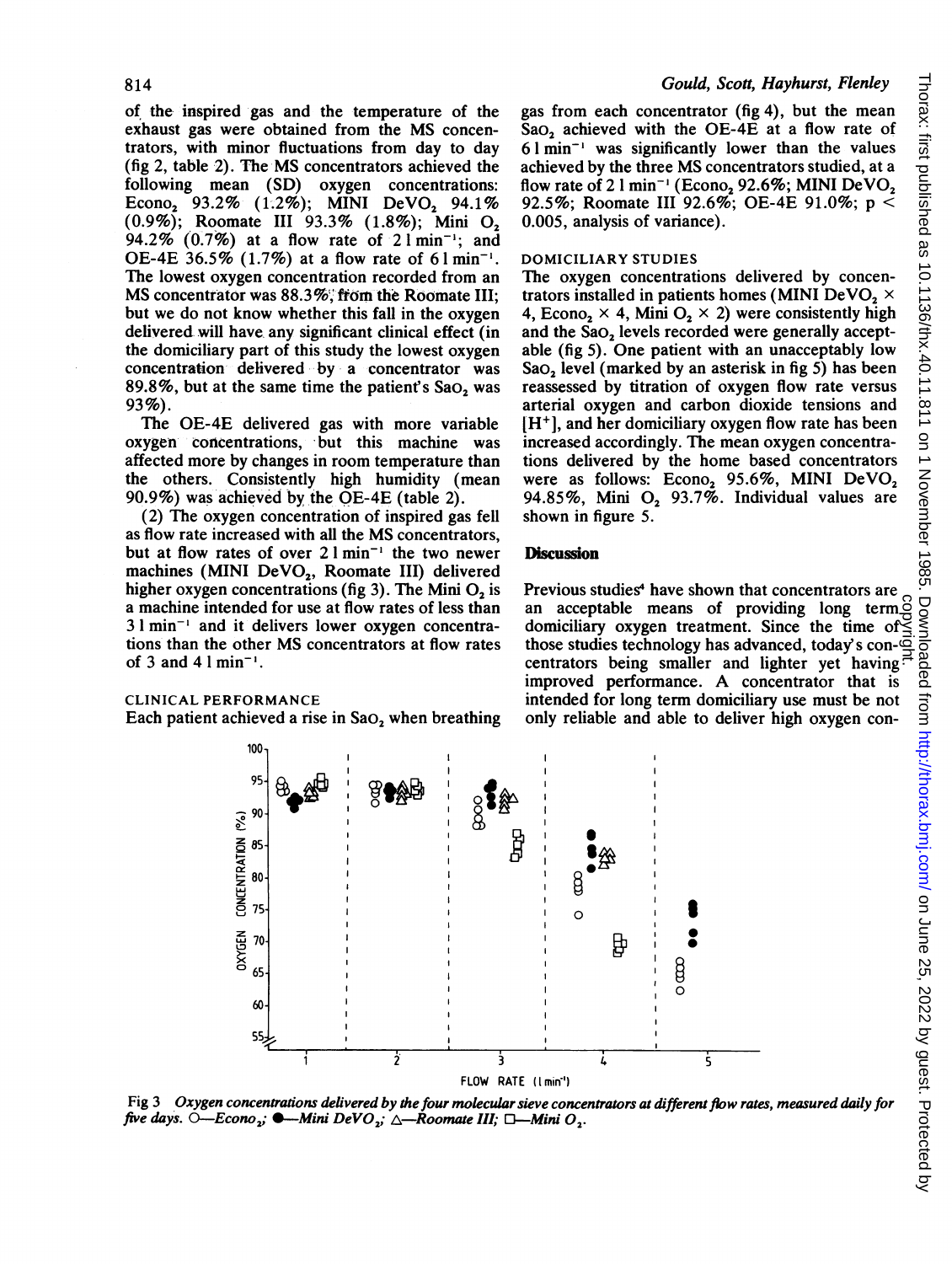of the inspired gas and the temperature of the exhaust gas were obtained from the MS concentrators, with minor fluctuations from day to day (fig 2, table 2). The MS concentrators achieved the following mean (SD) oxygen concentrations: Econo$_2$ 93.2% (1.2%); MINI DeVO$_2$ 94.1% (0.9%); Roomate III 93.3% (1.8%); Mini O$_2$ 94.2% (0.7%) at a flow rate of 2 l min$^{-1}$; and OE-4E 36.5% (1.7%) at a flow rate of 6 l min$^{-1}$. The lowest oxygen concentration recorded from an MS concentrator was 88.3% from the Roomate III; but we do not know whether this fall in the oxygen delivered will have any significant clinical effect (in the domiciliary part of this study the lowest oxygen concentration delivered by a concentrator was 89.8%, but at the same time the patient's SaO$_2$ was 93%).

The OE-4E delivered gas with more variable oxygen concentrations, but this machine was affected more by changes in room temperature than the others. Consistently high humidity (mean 90.9%) was achieved by the OE-4E (table 2).

(2) The oxygen concentration of inspired gas fell as flow rate increased with all the MS concentrators, but at flow rates of over 2 l min$^{-1}$ the two newer machines (MINI DeVO$_2$, Roomate III) delivered higher oxygen concentrations (fig 3). The Mini O$_2$ is a machine intended for use at flow rates of less than 3 l min$^{-1}$ and it delivers lower oxygen concentrations than the other MS concentrators at flow rates of 3 and 4 l min$^{-1}$.

CLINICAL PERFORMANCE

Each patient achieved a rise in SaO$_2$ when breathing gas from each concentrator (fig 4), but the mean SaO$_2$ achieved with the OE-4E at a flow rate of 6 l min$^{-1}$ was significantly lower than the values achieved by the three MS concentrators studied, at a flow rate of 2 l min$^{-1}$ (Econo$_2$ 92.6%; MINI DeVO$_2$ 92.5%; Roomate III 92.6%; OE-4E 91.0%; $p < 0.005$, analysis of variance).

DOMICILIARY STUDIES

The oxygen concentrations delivered by concentrators installed in patients homes (MINI DeVO$_2$ × 4, Econo$_2$ × 4, Mini O$_2$ × 2) were consistently high and the SaO$_2$ levels recorded were generally acceptable (fig 5). One patient with an unacceptably low SaO$_2$ level (marked by an asterisk in fig 5) has been reassessed by titration of oxygen flow rate versus arterial oxygen and carbon dioxide tensions and [H$^+$], and her domiciliary oxygen flow rate has been increased accordingly. The mean oxygen concentrations delivered by the home based concentrators were as follows: Econo$_2$ 95.6%, MINI DeVO$_2$ 94.85%, Mini O$_2$ 93.7%. Individual values are shown in figure 5.

## Discussion

Previous studies[4] have shown that concentrators are an acceptable means of providing long term domiciliary oxygen treatment. Since the time of those studies technology has advanced, today's concentrators being smaller and lighter yet having improved performance. A concentrator that is intended for long term domiciliary use must be not only reliable and able to deliver high oxygen con-

*Fig 3 Oxygen concentrations delivered by the four molecular sieve concentrators at different flow rates, measured daily for five days. ○—Econo$_2$; ●—Mini DeVO$_2$; △—Roomate III; □—Mini O$_2$.*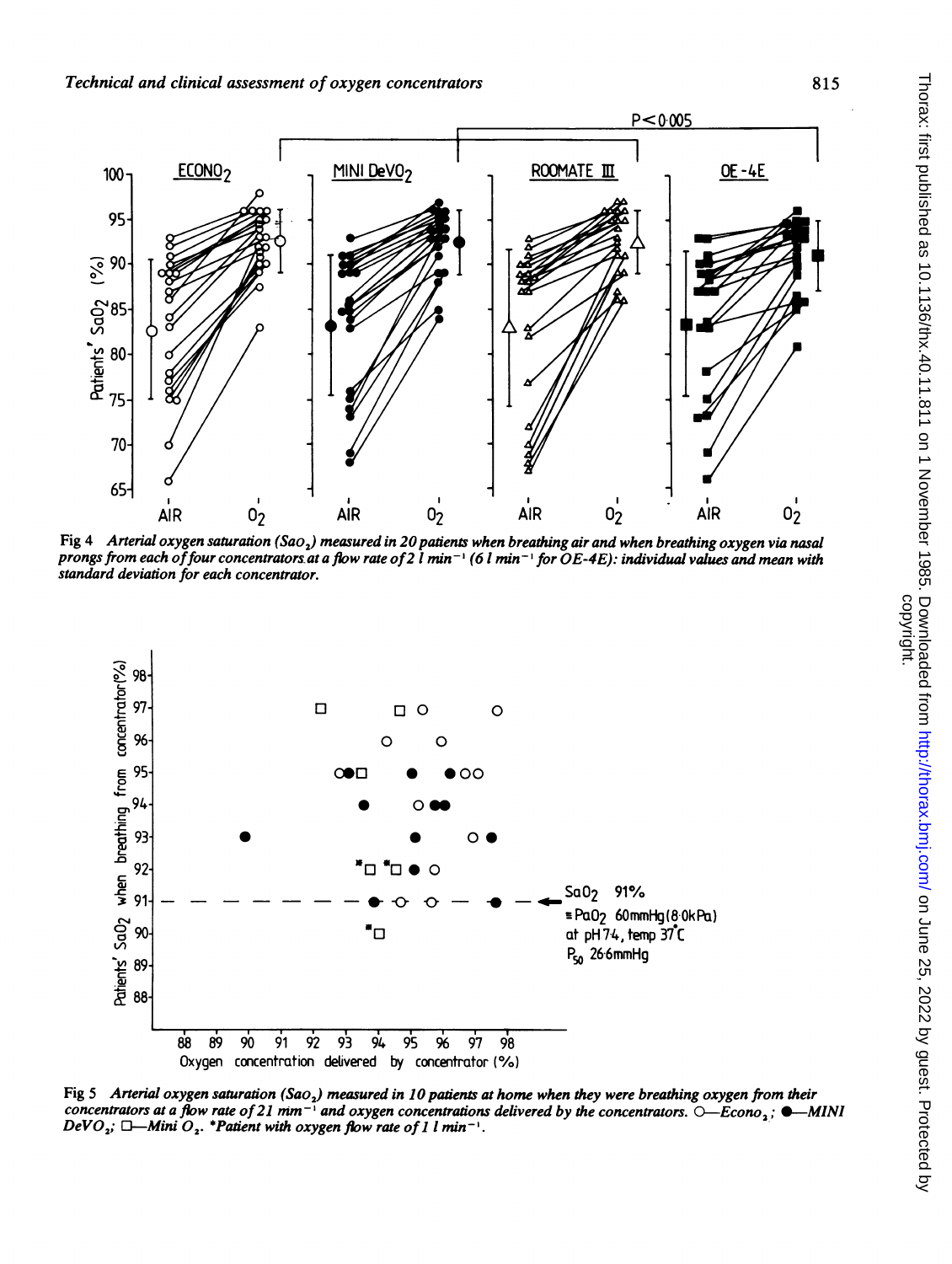Fig 4 *Arterial oxygen saturation ($Sa_{O_2}$) measured in 20 patients when breathing air and when breathing oxygen via nasal prongs from each of four concentrators at a flow rate of 2 l min⁻¹ (6 l min⁻¹ for OE-4E): individual values and mean with standard deviation for each concentrator.*

Fig 5 *Arterial oxygen saturation ($Sa_{O_2}$) measured in 10 patients at home when they were breathing oxygen from their concentrators at a flow rate of 2 l mm⁻¹ and oxygen concentrations delivered by the concentrators.* ○—*Econo₂*; ●—*MINI DeVO₂*; □—*Mini O₂*. *\*Patient with oxygen flow rate of 1 l min⁻¹.*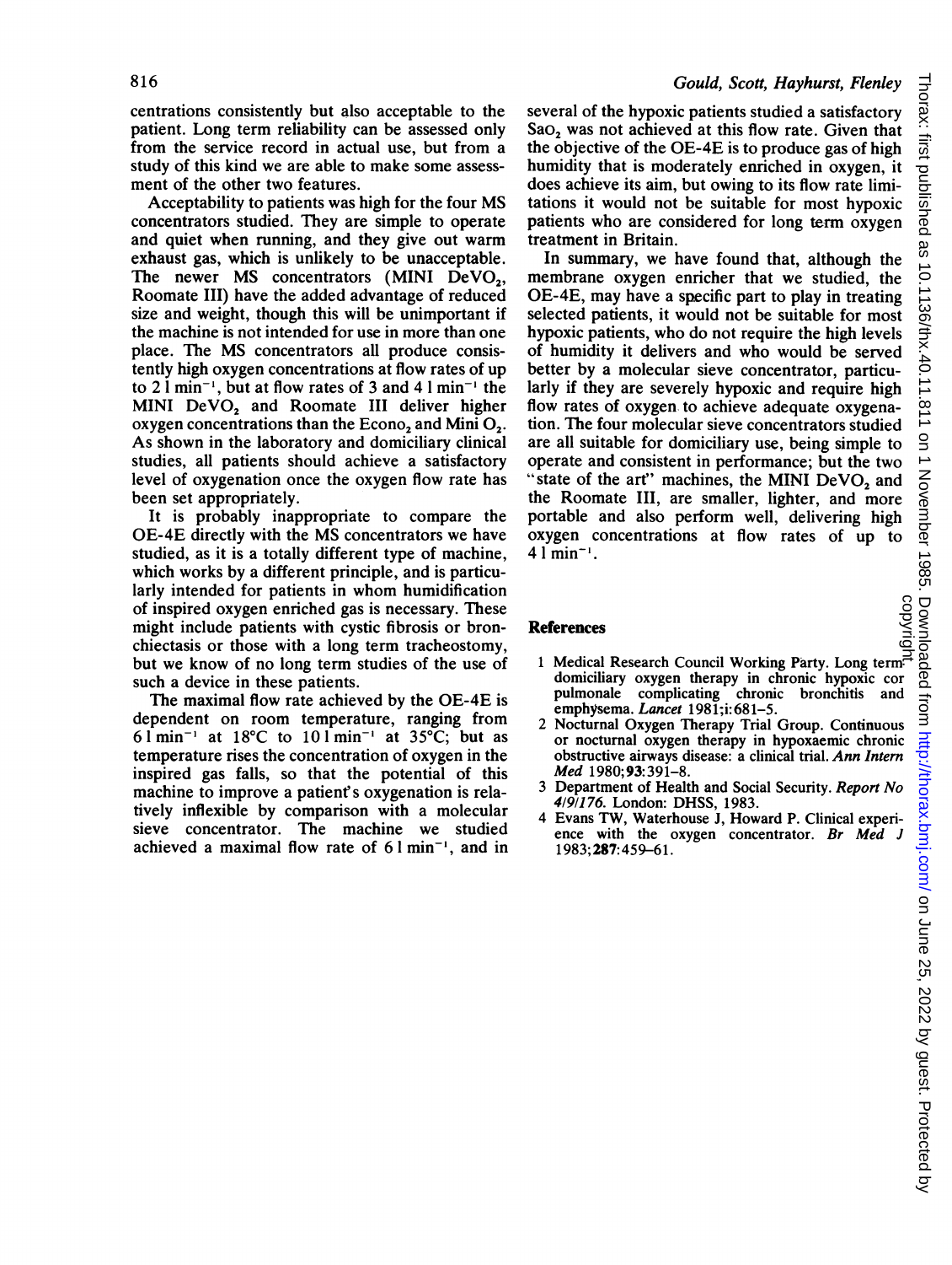centrations consistently but also acceptable to the patient. Long term reliability can be assessed only from the service record in actual use, but from a study of this kind we are able to make some assessment of the other two features.

Acceptability to patients was high for the four MS concentrators studied. They are simple to operate and quiet when running, and they give out warm exhaust gas, which is unlikely to be unacceptable. The newer MS concentrators (MINI $DeVO_2$, Roomate III) have the added advantage of reduced size and weight, though this will be unimportant if the machine is not intended for use in more than one place. The MS concentrators all produce consistently high oxygen concentrations at flow rates of up to $2 \; l \; min^{-1}$, but at flow rates of 3 and $4 \; l \; min^{-1}$ the MINI $DeVO_2$ and Roomate III deliver higher oxygen concentrations than the $Econo_2$ and Mini $O_2$. As shown in the laboratory and domiciliary clinical studies, all patients should achieve a satisfactory level of oxygenation once the oxygen flow rate has been set appropriately.

It is probably inappropriate to compare the OE-4E directly with the MS concentrators we have studied, as it is a totally different type of machine, which works by a different principle, and is particularly intended for patients in whom humidification of inspired oxygen enriched gas is necessary. These might include patients with cystic fibrosis or bronchiectasis or those with a long term tracheostomy, but we know of no long term studies of the use of such a device in these patients.

The maximal flow rate achieved by the OE-4E is dependent on room temperature, ranging from $6 \; l \; min^{-1}$ at 18°C to $10 \; l \; min^{-1}$ at 35°C; but as temperature rises the concentration of oxygen in the inspired gas falls, so that the potential of this machine to improve a patient's oxygenation is relatively inflexible by comparison with a molecular sieve concentrator. The machine we studied achieved a maximal flow rate of $6 \; l \; min^{-1}$, and in several of the hypoxic patients studied a satisfactory $SaO_2$ was not achieved at this flow rate. Given that the objective of the OE-4E is to produce gas of high humidity that is moderately enriched in oxygen, it does achieve its aim, but owing to its flow rate limitations it would not be suitable for most hypoxic patients who are considered for long term oxygen treatment in Britain.

In summary, we have found that, although the membrane oxygen enricher that we studied, the OE-4E, may have a specific part to play in treating selected patients, it would not be suitable for most hypoxic patients, who do not require the high levels of humidity it delivers and who would be served better by a molecular sieve concentrator, particularly if they are severely hypoxic and require high flow rates of oxygen to achieve adequate oxygenation. The four molecular sieve concentrators studied are all suitable for domiciliary use, being simple to operate and consistent in performance; but the two "state of the art" machines, the MINI $DeVO_2$ and the Roomate III, are smaller, lighter, and more portable and also perform well, delivering high oxygen concentrations at flow rates of up to $4 \; l \; min^{-1}$.

## References

1. Medical Research Council Working Party. Long term domiciliary oxygen therapy in chronic hypoxic cor pulmonale complicating chronic bronchitis and emphysema. *Lancet* 1981;i:681–5.
2. Nocturnal Oxygen Therapy Trial Group. Continuous or nocturnal oxygen therapy in hypoxaemic chronic obstructive airways disease: a clinical trial. *Ann Intern Med* 1980;**93**:391–8.
3. Department of Health and Social Security. *Report No 4/9/176*. London: DHSS, 1983.
4. Evans TW, Waterhouse J, Howard P. Clinical experience with the oxygen concentrator. *Br Med J* 1983;**287**:459–61.